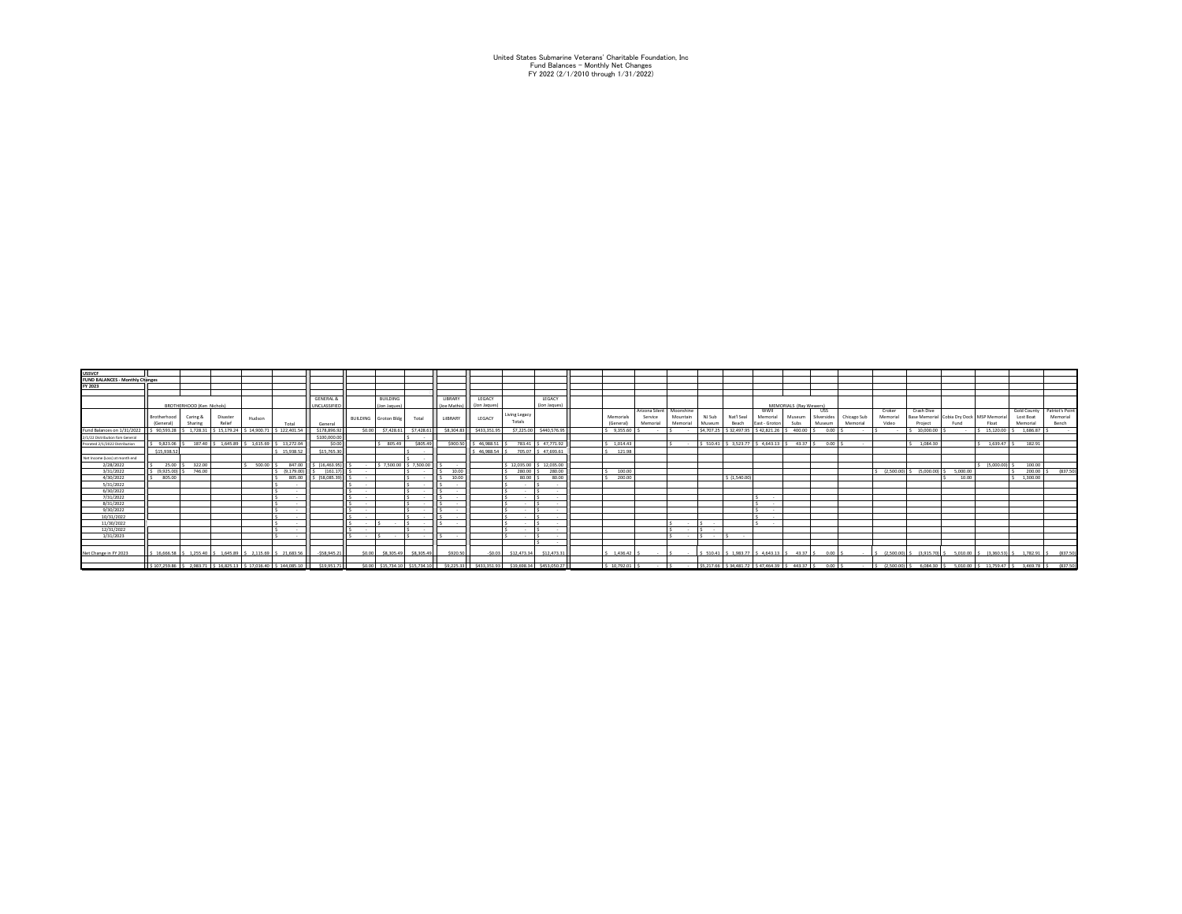United States Submarine Veterans' Charitable Foundation, Inc
Fund Balances - Monthly Net Changes
FY 2022 (2/1/2010 through 1/31/2022)

| USSVCF | | | | | | | | | | | | | | | | | | | | | | | | | | | | |
|---|---|---|---|---|---|---|---|---|---|---|---|---|---|---|---|---|---|---|---|---|---|---|---|---|---|---|---|---|
| FUND BALANCES - Monthly Changes | | | | | | | | | | | | | | | | | | | | | | | | | | | | |
| FY 2023 | | | | | | | | | | | | | | | | | | | | | | | | | | | | |
| | BROTHERHOOD (Ken Nichols) | | | | | GENERAL & UNCLASSIFIED | | BUILDING (Jon Jaques) | | LIBRARY (Joe Mathis) | LEGACY (Jon Jaques) | | LEGACY (Jon Jaques) | MEMORIALS (Ray Wewers) | | | | | | | | | | | | | | |
| | Brotherhood (General) | Caring & Sharing | Disaster Relief | Hudson | Total | General | BUILDING | Groton Bldg | Total | LIBRARY | LEGACY | Living Legacy Totals | | Memorials (General) | Arizona Silent Service Memorial | Moonshine Mountain Memorial | NJ Sub Museum | Nat'l Seal Beach | WWII Memorial East - Groton | Museum Subs | USS Silversides Museum | Chicago Sub Memorial | Croker Memorial Video | Crash Dive Base Memorial Project | Cobia Dry Dock Fund | MSP Memorial Float | Gold County Lost Boat Memorial | Patriot's Point Memorial Bench |
| Fund Balances on 1/31/2022 | $ 90,593.28 | $ 1,728.31 | $ 15,179.24 | $ 14,900.71 | $ 122,401.54 | $178,896.02 | $0.00 | $7,428.61 | $7,428.61 | $8,304.83 | $433,351.95 | $7,225.00 | $440,576.95 | $ 9,355.60 | $ - | $ - | $4,707.25 | $ 32,497.95 | $ 42,821.26 | $ 400.00 | $ 0.00 | $ - | $ - | $ 10,000.00 | $ - | $ 15,120.00 | $ 1,686.87 | $ - |
| 2/1/22 Distribution from General | | | | | | $100,000.00 | | | $ - | | | | | | | | | | | | | | | | | | | |
| Prorated 2/1/2022 Distribution | $ 9,823.06 | $ 187.40 | $ 1,645.89 | $ 1,615.69 | $ 13,272.04 | $0.00 | | $ 805.49 | $805.49 | $900.50 | $ 46,988.51 | $ 783.41 | $ 47,771.92 | $ 1,014.43 | | $ - | $ 510.41 | $ 3,523.77 | $ 4,643.13 | $ 43.37 | $ 0.00 | $ - | | $ 1,084.30 | | $ 1,639.47 | $ 182.91 | |
| | $15,938.52 | | | | $ 15,938.52 | $15,765.30 | | | $ - | | $ 46,988.54 | $ 705.07 | $ 47,693.61 | $ 121.98 | | | | | | | | | | | | | | |
| Net Income (Loss) at month end | | | | | | | | | $ - | | | | | | | | | | | | | | | | | | | |
| 2/28/2022 | $ 25.00 | $ 322.00 | | $ 500.00 | $ 847.00 | $ (16,463.95) | $ - | $ 7,500.00 | $ 7,500.00 | $ - | | $ 12,035.00 | $ 12,035.00 | | | | | | | | | | | | | $ (5,000.00) | $ 100.00 | |
| 3/31/2022 | $ (9,925.00) | $ 746.00 | | | $ (9,179.00) | $ (161.17) | $ - | | $ - | $ 10.00 | | $ 280.00 | $ 280.00 | $ 100.00 | | | | | | | | | $ (2,500.00) | $ (5,000.00) | $ 5,000.00 | | $ 200.00 | $ (837.50) |
| 4/30/2022 | $ 805.00 | | | | $ 805.00 | $ (58,085.39) | $ - | | $ - | $ 10.00 | | $ 80.00 | $ 80.00 | $ 200.00 | | | | $ (1,540.00) | | | | | | | $ 10.00 | | $ 1,300.00 | |
| 5/31/2022 | | | | | $ - | | $ - | | $ - | $ - | | $ - | $ - | | | | | | | | | | | | | | | |
| 6/30/2022 | | | | | $ - | | $ - | | $ - | $ - | | $ - | $ - | | | | | | | | | | | | | | | |
| 7/31/2022 | | | | | $ - | | $ - | | $ - | $ - | | $ - | $ - | | | | | | $ - | | | | | | | | | |
| 8/31/2022 | | | | | $ - | | $ - | | $ - | $ - | | $ - | $ - | | | | | | $ - | | | | | | | | | |
| 9/30/2022 | | | | | $ - | | $ - | | $ - | $ - | | $ - | $ - | | | | | | $ - | | | | | | | | | |
| 10/31/2022 | | | | | $ - | | $ - | | $ - | $ - | | $ - | $ - | | | | | | $ - | | | | | | | | | |
| 11/30/2022 | | | | | $ - | | $ - | $ - | $ - | $ - | | $ - | $ - | | | $ - | $ - | | $ - | | | | | | | | | |
| 12/31/2022 | | | | | $ - | | $ - | | $ - | | | $ - | $ - | | | $ - | $ - | | | | | | | | | | | |
| 1/31/2023 | | | | | $ - | | $ - | $ - | $ - | $ - | | $ - | $ - | | | $ - | $ - | $ - | | | | | | | | | | |
| | | | | | | | | | | | | | $ - | | | | | | | | | | | | | | | |
| Net Change in FY 2023 | $ 16,666.58 | $ 1,255.40 | $ 1,645.89 | $ 2,115.69 | $ 21,683.56 | -$58,945.21 | $0.00 | $8,305.49 | $8,305.49 | $920.50 | -$0.03 | $12,473.34 | $12,473.31 | $ 1,436.42 | $ - | $ - | $ 510.41 | $ 1,983.77 | $ 4,643.13 | $ 43.37 | $ 0.00 | $ - | $ (2,500.00) | $ (3,915.70) | $ 5,010.00 | $ (3,360.53) | $ 1,782.91 | $ (837.50) |
| | $ 107,259.86 | $ 2,983.71 | $ 16,825.13 | $ 17,016.40 | $ 144,085.10 | $19,951.71 | $0.00 | $15,734.10 | $15,734.10 | $9,225.33 | $433,351.93 | $19,698.34 | $453,050.27 | $ 10,792.01 | $ - | $ - | $5,217.66 | $ 34,481.72 | $ 47,464.39 | $ 443.37 | $ 0.00 | $ - | $ (2,500.00) | $ 6,084.30 | $ 5,010.00 | $ 11,759.47 | $ 3,469.78 | $ (837.50) |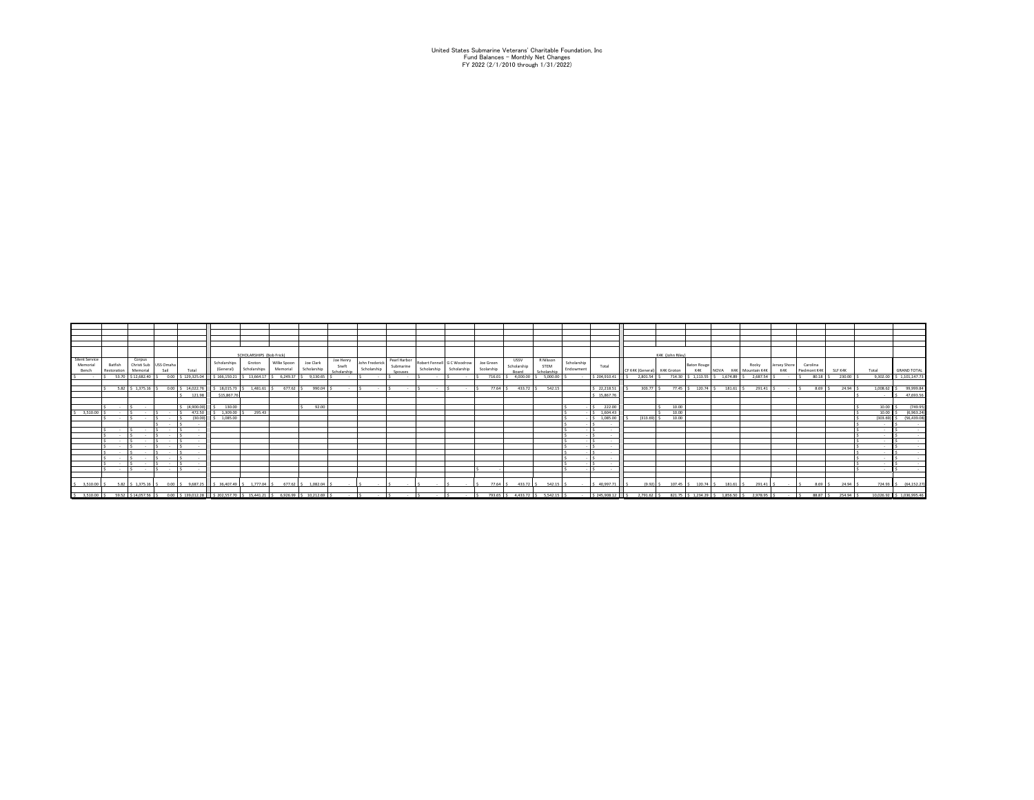# United States Submarine Veterans' Charitable Foundation, Inc
## Fund Balances - Monthly Net Changes
### FY 2022 (2/1/2010 through 1/31/2022)

| | | | | | SCHOLARSHIPS (Bob Frick) | | | | | | | | | | | | | | K4K (John Riley) | | | | | | | | | |
|---|---|---|---|---|---|---|---|---|---|---|---|---|---|---|---|---|---|---|---|---|---|---|---|---|---|---|---|---|
| Silent Service Memorial Bench | Batfish Restoration | Corpus Christi Sub Memorial | USS Omaha Sail | Total | Scholarships (General) | Groton Scholarships | Wilke Spoon Memorial | Joe Clark Scholarship | Joe Henry Sneft Scholarship | John Frederick Scholarship | Pearl Harbor Submarine Spouses | Robert Fennell Scholarship | G C Woodrow Scholarship | Joe Green Scolarship | USSV Scholarship Board | R Nilsson STEM Scholarship | Scholarship Endowment | Total | CF K4K (General) | K4K Groton | Baton Rouge K4K | NOVA K4K | Rocky Mountain K4K | Jersey Shore K4K | Carolina Piedmont K4K | SLF K4K | Total | GRAND TOTAL |
| $ - | $ 53.70 | $ 12,682.40 | $ 0.00 | $ 129,325.04 | $ 166,150.21 | $ 13,664.17 | $ 6,249.37 | $ 9,130.65 | $ - | $ - | $ - | $ - | $ - | $ 716.01 | $ 4,000.00 | $ 5,000.00 | $ - | $ 204,910.41 | $ 2,801.54 | $ 714.30 | $ 1,113.55 | $ 1,674.89 | $ 2,687.54 | $ - | $ 80.18 | $ 230.00 | $ 9,302.00 | $ 1,101,147.73 |
| | $ 5.82 | $ 1,375.36 | $ 0.00 | $ 14,022.76 | $ 18,015.73 | $ 1,481.61 | $ 677.62 | $ 990.04 | $ - | $ - | $ - | $ - | $ - | $ 77.64 | $ 433.72 | $ 542.15 | | $ 22,218.51 | $ 303.77 | $ 77.45 | $ 120.74 | $ 181.61 | $ 291.41 | $ - | $ 8.69 | $ 24.94 | $ 1,008.62 | $ 99,999.84 |
| | | | | $ 121.98 | $15,867.76 | | | | | | | | | | | | | $ 15,867.76 | | | | | | | | | $ - | $ 47,693.56 |
| | | | | | | | | | | | | | | | | | | | | | | | | | | | | |
| | $ - | $ - | | $ (4,900.00) | $ 130.00 | | | | | | | | | | | | $ - | $ 222.00 | | $ 10.00 | | | | | | | $ 10.00 | $ (749.95) |
| $ 3,510.00 | $ - | $ - | $ - | $ 472.50 | $ 1,309.00 | $ 295.43 | | $ 92.00 | | | | | | | | | $ - | $ 1,604.43 | | $ 10.00 | | | | | | | $ 10.00 | $ (6,963.24) |
| | $ - | $ - | $ - | $ (30.00) | $ 1,085.00 | | | | | | | | | | | | $ - | $ 1,085.00 | $ (313.69) | $ 10.00 | | | | | | | $ (303.69) | $ (56,439.08) |
| | | | $ - | $ - | | | | | | | | | | | | | $ - | $ - | | | | | | | | | $ - | $ - |
| | $ - | $ - | $ - | $ - | | | | | | | | | | | | | $ - | $ - | | | | | | | | | $ - | $ - |
| | $ - | $ - | $ - | $ - | | | | | | | | | | | | | $ - | $ - | | | | | | | | | $ - | $ - |
| | $ - | $ - | $ - | $ - | | | | | | | | | | | | | $ - | $ - | | | | | | | | | $ - | $ - |
| | $ - | $ - | $ - | $ - | | | | | | | | | | | | | $ - | $ - | | | | | | | | | $ - | $ - |
| | $ - | $ - | $ - | $ - | | | | | | | | | | | | | $ - | $ - | | | | | | | | | $ - | $ - |
| | $ - | $ - | $ - | $ - | | | | | | | | | | $ - | | | $ - | $ - | | | | | | | | | $ - | $ - |
| | | | | | | | | | | | | | | | | | | | | | | | | | | | | |
| $ 3,510.00 | $ 5.82 | $ 1,375.36 | $ 0.00 | $ 9,687.25 | $ 36,407.49 | $ 1,777.04 | $ 677.62 | $ 1,082.04 | $ - | $ - | $ - | $ - | $ - | $ 77.64 | $ 433.72 | $ 542.15 | $ - | $ 40,997.71 | $ (9.92) | $ 107.45 | $ 120.74 | $ 181.61 | $ 291.41 | $ - | $ 8.69 | $ 24.94 | $ 724.93 | $ (64,152.27) |
| | | | | | | | | | | | | | | | | | | | | | | | | | | | | |
| $ 3,510.00 | $ 59.52 | $ 14,057.56 | $ 0.00 | $ 139,012.28 | $ 202,557.70 | $ 15,441.21 | $ 6,926.99 | $ 10,212.69 | $ - | $ - | $ - | $ - | $ - | $ 793.65 | $ 4,433.72 | $ 5,542.15 | $ - | $ 245,908.12 | $ 2,791.62 | $ 821.75 | $ 1,234.29 | $ 1,856.50 | $ 2,978.95 | $ - | $ 88.87 | $ 254.94 | $ 10,026.92 | $ 1,036,995.46 |